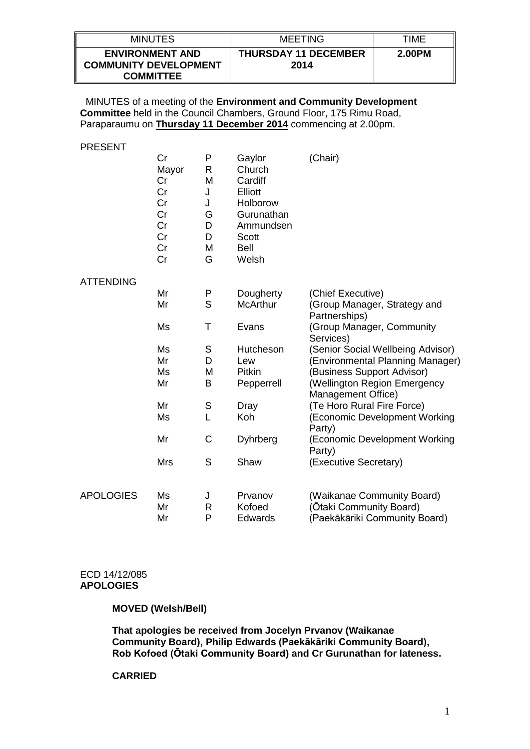| MINUTES | MEETING | TIME |
|---|---|---|
| **ENVIRONMENT AND COMMUNITY DEVELOPMENT COMMITTEE** | **THURSDAY 11 DECEMBER 2014** | **2.00PM** |

MINUTES of a meeting of the **Environment and Community Development Committee** held in the Council Chambers, Ground Floor, 175 Rimu Road, Paraparaumu on **Thursday 11 December 2014** commencing at 2.00pm.

| | | | | |
|---|---|---|---|---|
| PRESENT | Cr | P | Gaylor | (Chair) |
| | Mayor | R | Church | |
| | Cr | M | Cardiff | |
| | Cr | J | Elliott | |
| | Cr | J | Holborow | |
| | Cr | G | Gurunathan | |
| | Cr | D | Ammundsen | |
| | Cr | D | Scott | |
| | Cr | M | Bell | |
| | Cr | G | Welsh | |
| ATTENDING | Mr | P | Dougherty | (Chief Executive) |
| | Mr | S | McArthur | (Group Manager, Strategy and Partnerships) |
| | Ms | T | Evans | (Group Manager, Community Services) |
| | Ms | S | Hutcheson | (Senior Social Wellbeing Advisor) |
| | Mr | D | Lew | (Environmental Planning Manager) |
| | Ms | M | Pitkin | (Business Support Advisor) |
| | Mr | B | Pepperrell | (Wellington Region Emergency Management Office) |
| | Mr | S | Dray | (Te Horo Rural Fire Force) |
| | Ms | L | Koh | (Economic Development Working Party) |
| | Mr | C | Dyhrberg | (Economic Development Working Party) |
| | Mrs | S | Shaw | (Executive Secretary) |
| APOLOGIES | Ms | J | Prvanov | (Waikanae Community Board) |
| | Mr | R | Kofoed | (Ōtaki Community Board) |
| | Mr | P | Edwards | (Paekākāriki Community Board) |

ECD 14/12/085
**APOLOGIES**

**MOVED (Welsh/Bell)**

**That apologies be received from Jocelyn Prvanov (Waikanae Community Board), Philip Edwards (Paekākāriki Community Board), Rob Kofoed (Ōtaki Community Board) and Cr Gurunathan for lateness.**

**CARRIED**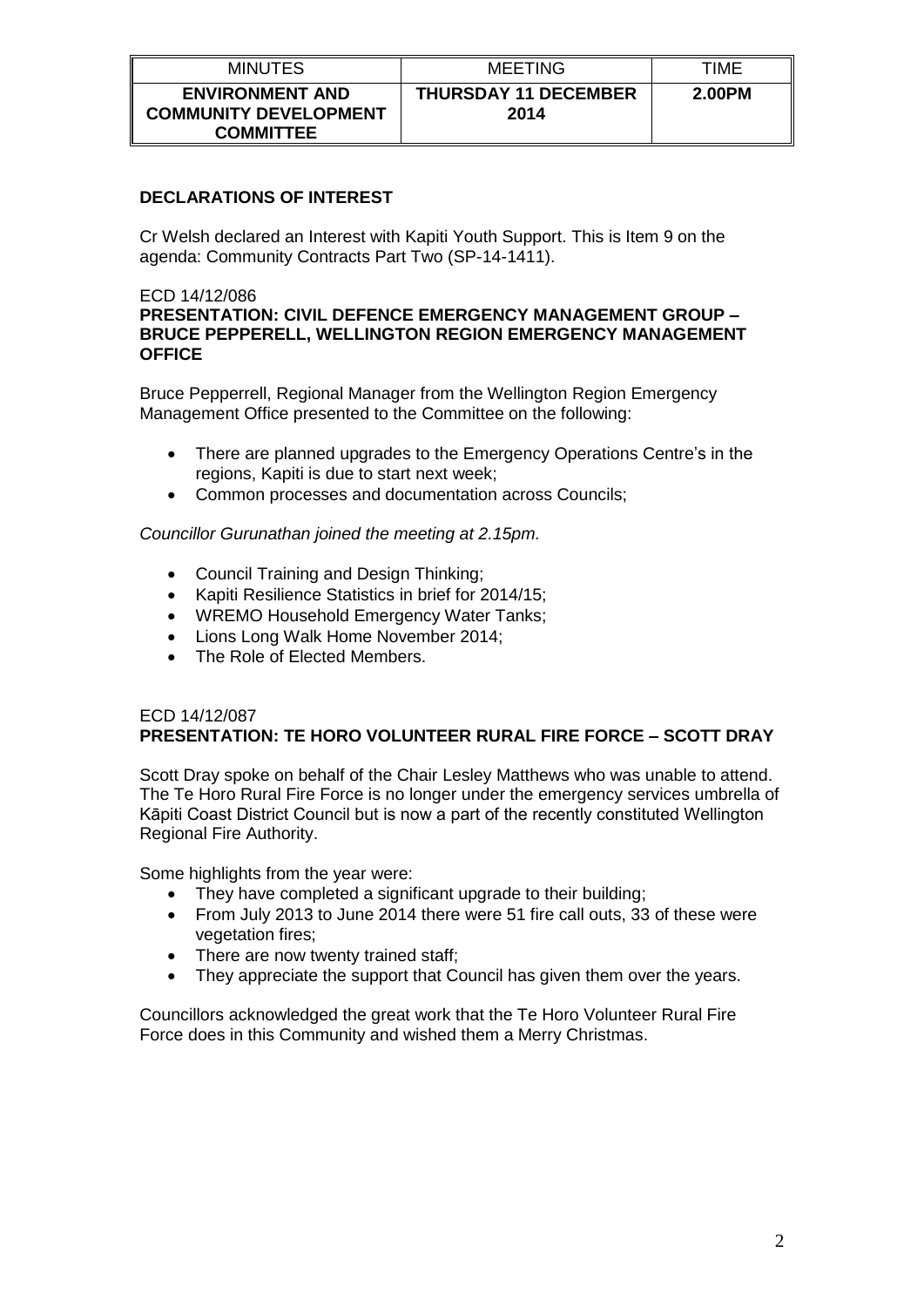| MINUTES | MEETING | TIME |
|---|---|---|
| **ENVIRONMENT AND COMMUNITY DEVELOPMENT COMMITTEE** | **THURSDAY 11 DECEMBER 2014** | **2.00PM** |

**DECLARATIONS OF INTEREST**

Cr Welsh declared an Interest with Kapiti Youth Support. This is Item 9 on the agenda: Community Contracts Part Two (SP-14-1411).

ECD 14/12/086
**PRESENTATION: CIVIL DEFENCE EMERGENCY MANAGEMENT GROUP – BRUCE PEPPERELL, WELLINGTON REGION EMERGENCY MANAGEMENT OFFICE**

Bruce Pepperrell, Regional Manager from the Wellington Region Emergency Management Office presented to the Committee on the following:

- There are planned upgrades to the Emergency Operations Centre's in the regions, Kapiti is due to start next week;
- Common processes and documentation across Councils;

*Councillor Gurunathan joined the meeting at 2.15pm.*

- Council Training and Design Thinking;
- Kapiti Resilience Statistics in brief for 2014/15;
- WREMO Household Emergency Water Tanks;
- Lions Long Walk Home November 2014;
- The Role of Elected Members.

ECD 14/12/087
**PRESENTATION: TE HORO VOLUNTEER RURAL FIRE FORCE – SCOTT DRAY**

Scott Dray spoke on behalf of the Chair Lesley Matthews who was unable to attend. The Te Horo Rural Fire Force is no longer under the emergency services umbrella of Kāpiti Coast District Council but is now a part of the recently constituted Wellington Regional Fire Authority.

Some highlights from the year were:

- They have completed a significant upgrade to their building;
- From July 2013 to June 2014 there were 51 fire call outs, 33 of these were vegetation fires;
- There are now twenty trained staff;
- They appreciate the support that Council has given them over the years.

Councillors acknowledged the great work that the Te Horo Volunteer Rural Fire Force does in this Community and wished them a Merry Christmas.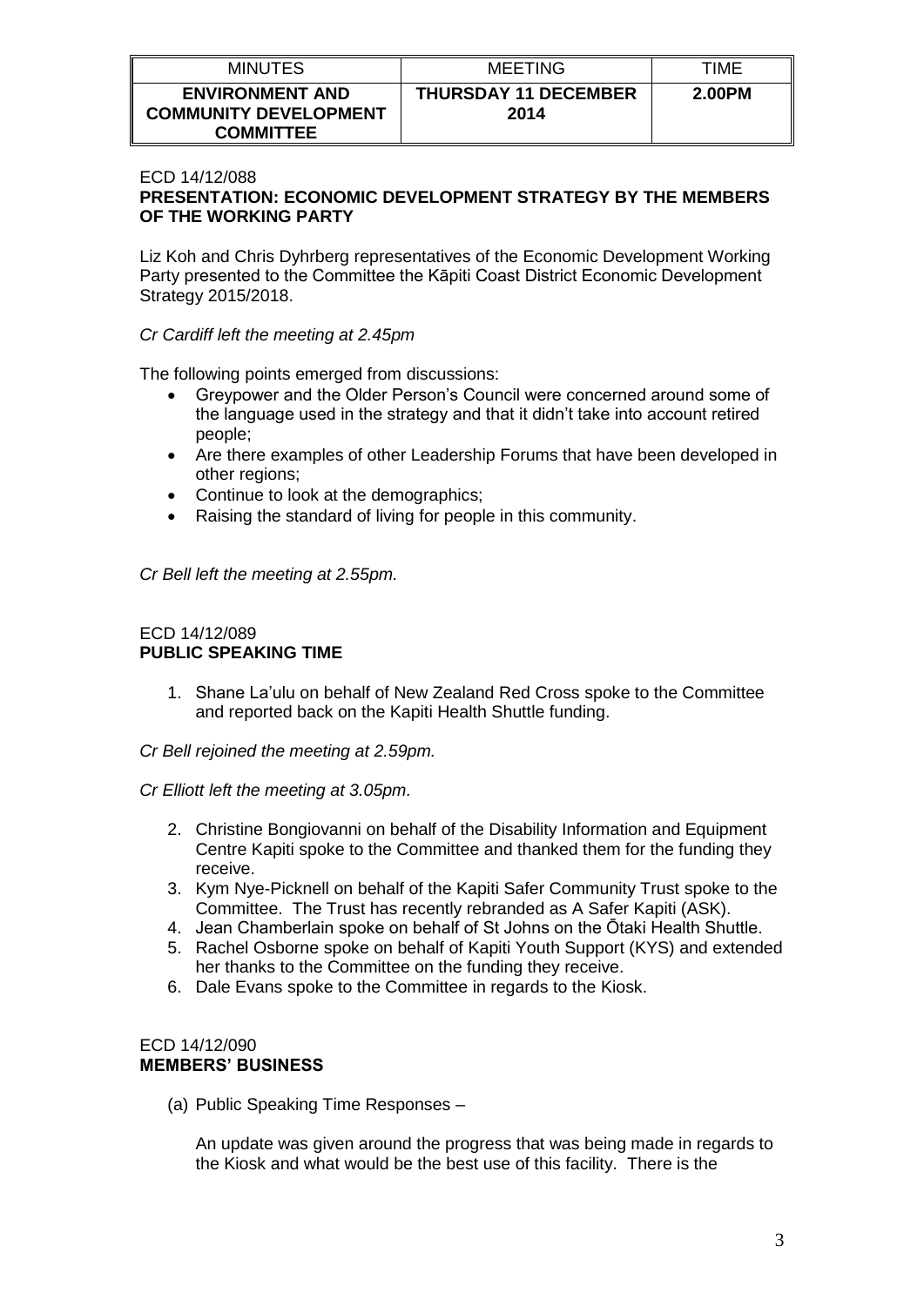| MINUTES | MEETING | TIME |
| --- | --- | --- |
| **ENVIRONMENT AND COMMUNITY DEVELOPMENT COMMITTEE** | **THURSDAY 11 DECEMBER 2014** | **2.00PM** |

ECD 14/12/088
**PRESENTATION: ECONOMIC DEVELOPMENT STRATEGY BY THE MEMBERS OF THE WORKING PARTY**

Liz Koh and Chris Dyhrberg representatives of the Economic Development Working Party presented to the Committee the Kāpiti Coast District Economic Development Strategy 2015/2018.

*Cr Cardiff left the meeting at 2.45pm*

The following points emerged from discussions:

- Greypower and the Older Person's Council were concerned around some of the language used in the strategy and that it didn't take into account retired people;
- Are there examples of other Leadership Forums that have been developed in other regions;
- Continue to look at the demographics;
- Raising the standard of living for people in this community.

*Cr Bell left the meeting at 2.55pm.*

ECD 14/12/089
**PUBLIC SPEAKING TIME**

1. Shane La'ulu on behalf of New Zealand Red Cross spoke to the Committee and reported back on the Kapiti Health Shuttle funding.

*Cr Bell rejoined the meeting at 2.59pm.*

*Cr Elliott left the meeting at 3.05pm.*

2. Christine Bongiovanni on behalf of the Disability Information and Equipment Centre Kapiti spoke to the Committee and thanked them for the funding they receive.
3. Kym Nye-Picknell on behalf of the Kapiti Safer Community Trust spoke to the Committee. The Trust has recently rebranded as A Safer Kapiti (ASK).
4. Jean Chamberlain spoke on behalf of St Johns on the Ōtaki Health Shuttle.
5. Rachel Osborne spoke on behalf of Kapiti Youth Support (KYS) and extended her thanks to the Committee on the funding they receive.
6. Dale Evans spoke to the Committee in regards to the Kiosk.

ECD 14/12/090
**MEMBERS' BUSINESS**

(a) Public Speaking Time Responses –

An update was given around the progress that was being made in regards to the Kiosk and what would be the best use of this facility. There is the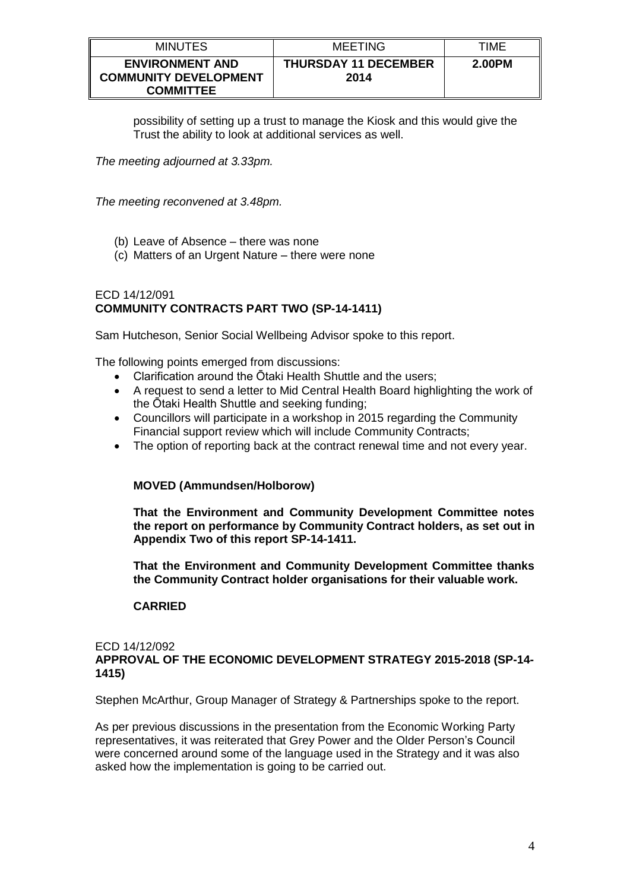possibility of setting up a trust to manage the Kiosk and this would give the Trust the ability to look at additional services as well.

*The meeting adjourned at 3.33pm.*

*The meeting reconvened at 3.48pm.*

(b) Leave of Absence – there was none
(c) Matters of an Urgent Nature – there were none

ECD 14/12/091
**COMMUNITY CONTRACTS PART TWO (SP-14-1411)**

Sam Hutcheson, Senior Social Wellbeing Advisor spoke to this report.

The following points emerged from discussions:

- Clarification around the Ōtaki Health Shuttle and the users;
- A request to send a letter to Mid Central Health Board highlighting the work of the Ōtaki Health Shuttle and seeking funding;
- Councillors will participate in a workshop in 2015 regarding the Community Financial support review which will include Community Contracts;
- The option of reporting back at the contract renewal time and not every year.

**MOVED (Ammundsen/Holborow)**

**That the Environment and Community Development Committee notes the report on performance by Community Contract holders, as set out in Appendix Two of this report SP-14-1411.**

**That the Environment and Community Development Committee thanks the Community Contract holder organisations for their valuable work.**

**CARRIED**

ECD 14/12/092
**APPROVAL OF THE ECONOMIC DEVELOPMENT STRATEGY 2015-2018 (SP-14-1415)**

Stephen McArthur, Group Manager of Strategy & Partnerships spoke to the report.

As per previous discussions in the presentation from the Economic Working Party representatives, it was reiterated that Grey Power and the Older Person's Council were concerned around some of the language used in the Strategy and it was also asked how the implementation is going to be carried out.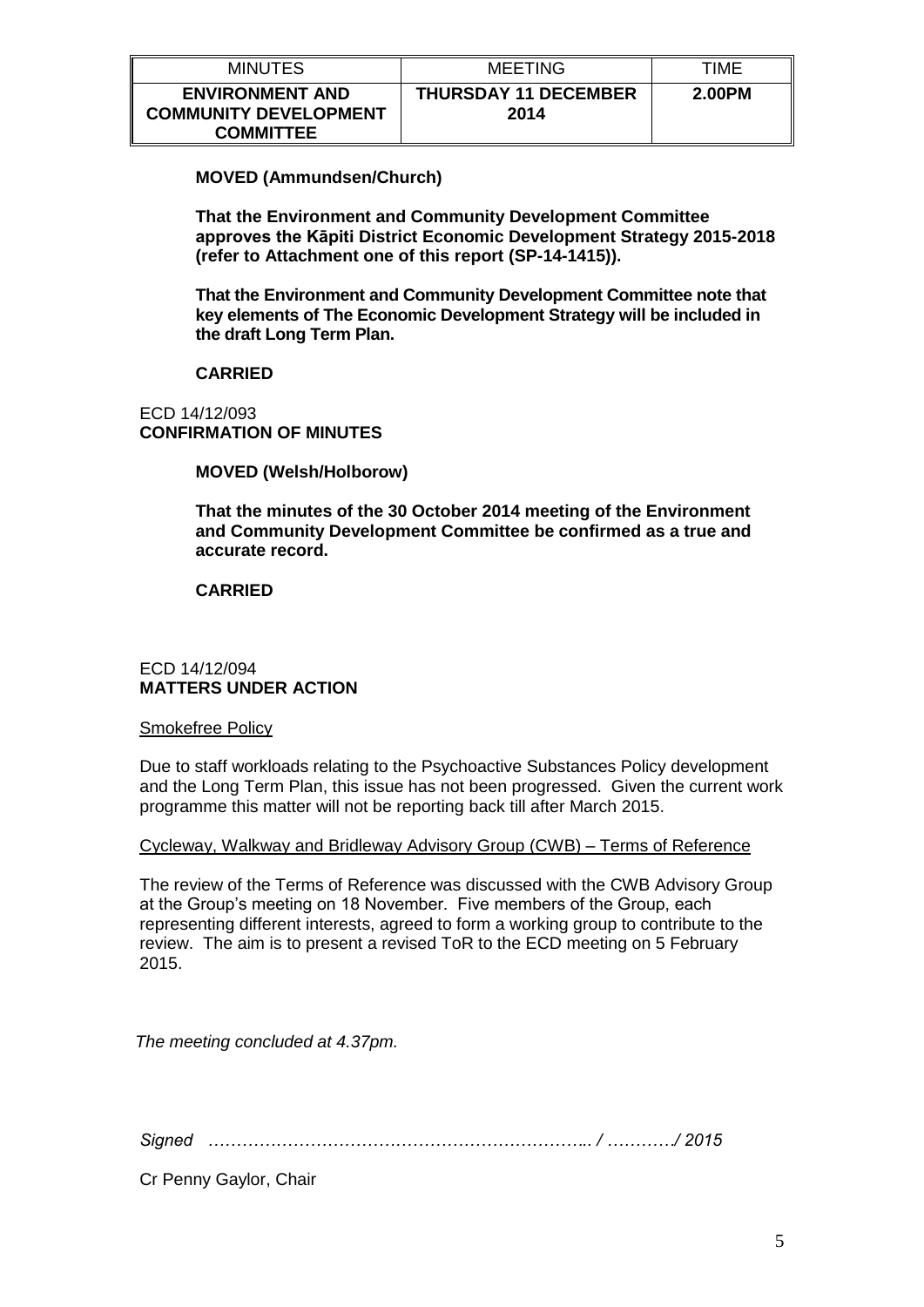**MOVED (Ammundsen/Church)**

**That the Environment and Community Development Committee approves the Kāpiti District Economic Development Strategy 2015-2018 (refer to Attachment one of this report (SP-14-1415)).**

**That the Environment and Community Development Committee note that key elements of The Economic Development Strategy will be included in the draft Long Term Plan.**

**CARRIED**

ECD 14/12/093
**CONFIRMATION OF MINUTES**

**MOVED (Welsh/Holborow)**

**That the minutes of the 30 October 2014 meeting of the Environment and Community Development Committee be confirmed as a true and accurate record.**

**CARRIED**

ECD 14/12/094
**MATTERS UNDER ACTION**

Smokefree Policy

Due to staff workloads relating to the Psychoactive Substances Policy development and the Long Term Plan, this issue has not been progressed. Given the current work programme this matter will not be reporting back till after March 2015.

Cycleway, Walkway and Bridleway Advisory Group (CWB) – Terms of Reference

The review of the Terms of Reference was discussed with the CWB Advisory Group at the Group's meeting on 18 November. Five members of the Group, each representing different interests, agreed to form a working group to contribute to the review. The aim is to present a revised ToR to the ECD meeting on 5 February 2015.

*The meeting concluded at 4.37pm.*

*Signed ………………………………………………………….. / …………/ 2015*

Cr Penny Gaylor, Chair